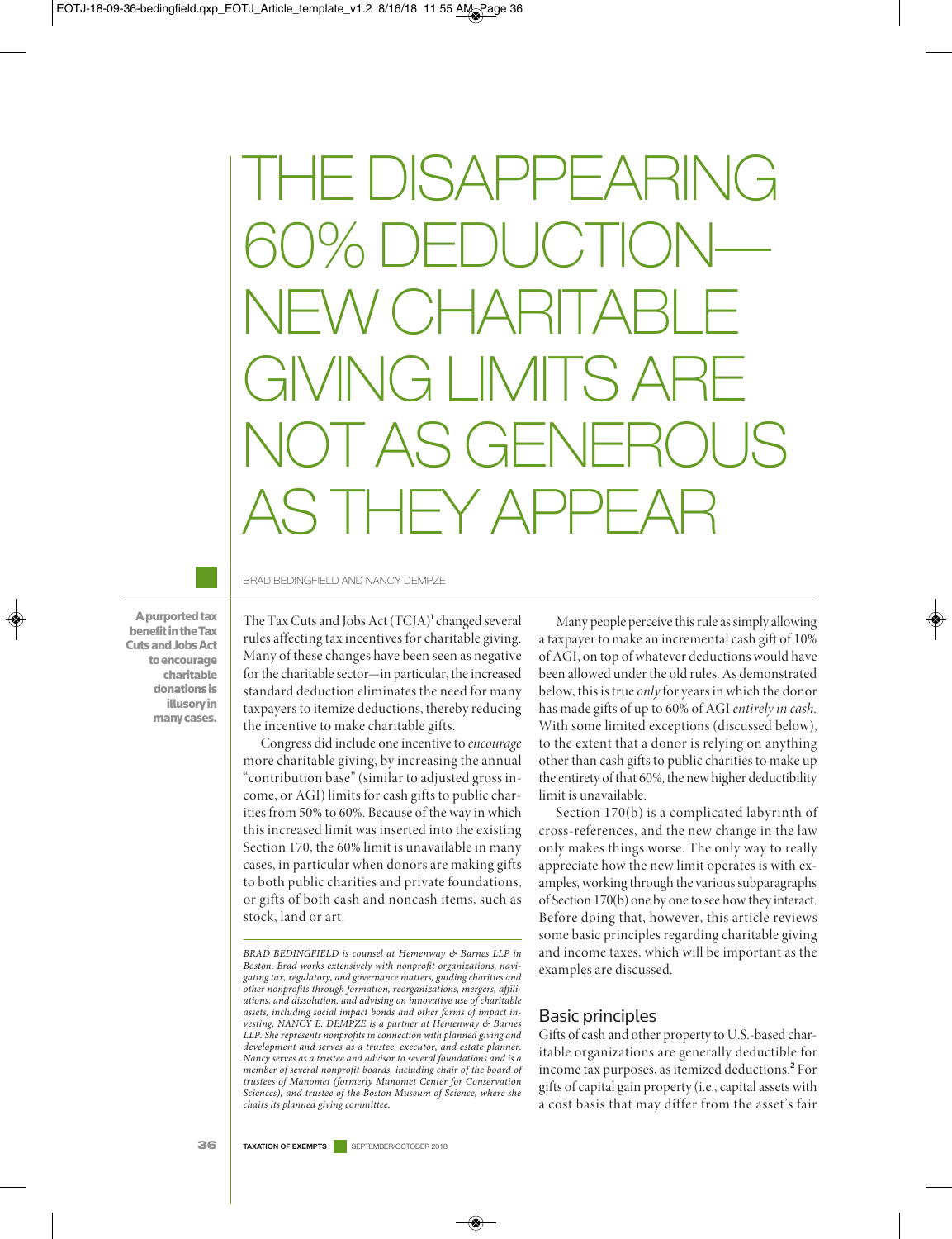# THE DISAPPEARING 60% DEDUCTION—NEW CHARITABLE GIVING LIMITS ARE NOT AS GENEROUS AS THEY APPEAR

BRAD BEDINGFIELD AND NANCY DEMPZE

**A purported tax benefit in the Tax Cuts and Jobs Act to encourage charitable donations is illusory in many cases.**

The Tax Cuts and Jobs Act (TCJA)[1] changed several rules affecting tax incentives for charitable giving. Many of these changes have been seen as negative for the charitable sector—in particular, the increased standard deduction eliminates the need for many taxpayers to itemize deductions, thereby reducing the incentive to make charitable gifts.

Congress did include one incentive to *encourage* more charitable giving, by increasing the annual "contribution base" (similar to adjusted gross income, or AGI) limits for cash gifts to public charities from 50% to 60%. Because of the way in which this increased limit was inserted into the existing Section 170, the 60% limit is unavailable in many cases, in particular when donors are making gifts to both public charities and private foundations, or gifts of both cash and noncash items, such as stock, land or art.

*BRAD BEDINGFIELD is counsel at Hemenway & Barnes LLP in Boston. Brad works extensively with nonprofit organizations, navigating tax, regulatory, and governance matters, guiding charities and other nonprofits through formation, reorganizations, mergers, affiliations, and dissolution, and advising on innovative use of charitable assets, including social impact bonds and other forms of impact investing. NANCY E. DEMPZE is a partner at Hemenway & Barnes LLP. She represents nonprofits in connection with planned giving and development and serves as a trustee, executor, and estate planner. Nancy serves as a trustee and advisor to several foundations and is a member of several nonprofit boards, including chair of the board of trustees of Manomet (formerly Manomet Center for Conservation Sciences), and trustee of the Boston Museum of Science, where she chairs its planned giving committee.*

Many people perceive this rule as simply allowing a taxpayer to make an incremental cash gift of 10% of AGI, on top of whatever deductions would have been allowed under the old rules. As demonstrated below, this is true *only* for years in which the donor has made gifts of up to 60% of AGI *entirely in cash.* With some limited exceptions (discussed below), to the extent that a donor is relying on anything other than cash gifts to public charities to make up the entirety of that 60%, the new higher deductibility limit is unavailable.

Section 170(b) is a complicated labyrinth of cross-references, and the new change in the law only makes things worse. The only way to really appreciate how the new limit operates is with examples, working through the various subparagraphs of Section 170(b) one by one to see how they interact. Before doing that, however, this article reviews some basic principles regarding charitable giving and income taxes, which will be important as the examples are discussed.

## Basic principles

Gifts of cash and other property to U.S.-based charitable organizations are generally deductible for income tax purposes, as itemized deductions.[2] For gifts of capital gain property (i.e., capital assets with a cost basis that may differ from the asset's fair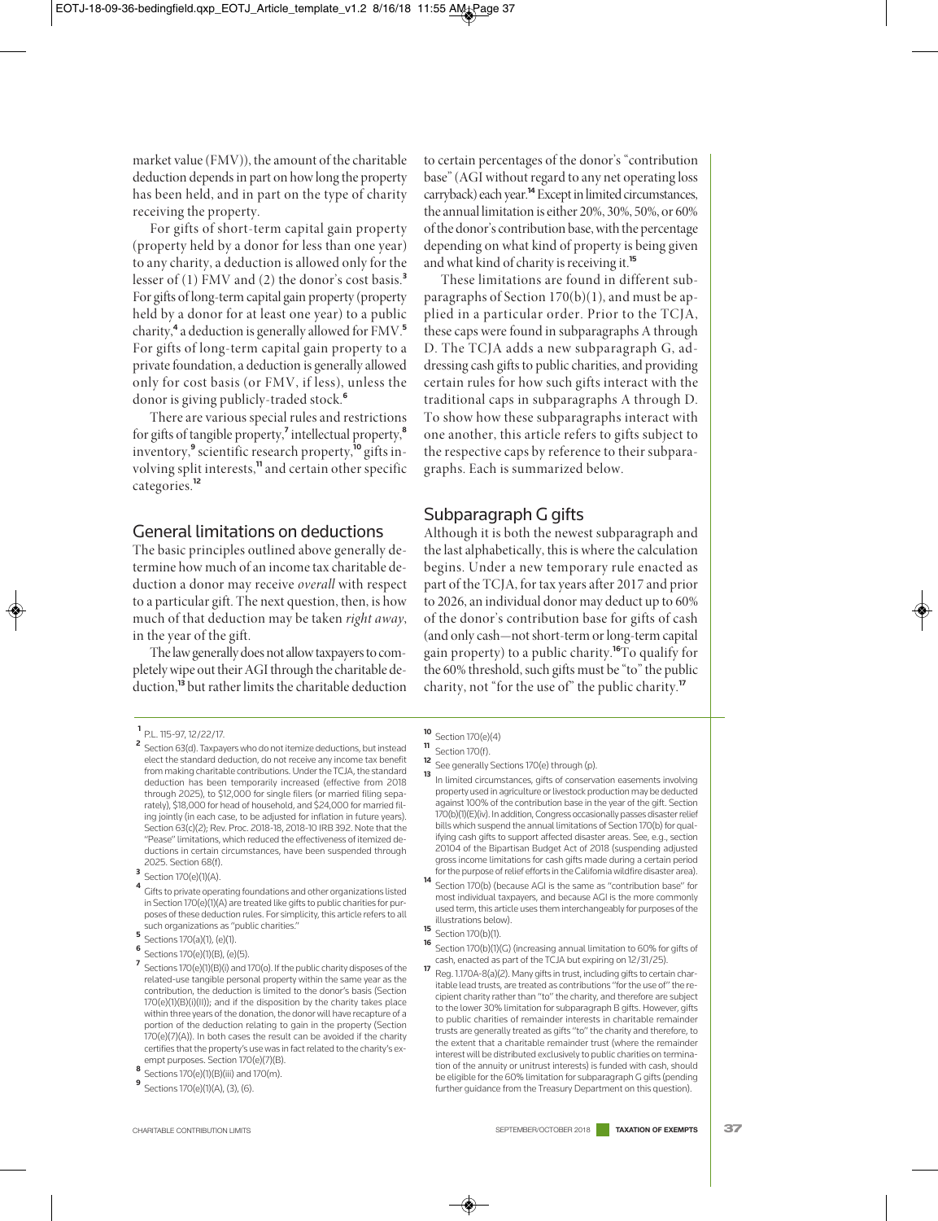market value (FMV)), the amount of the charitable deduction depends in part on how long the property has been held, and in part on the type of charity receiving the property.

For gifts of short-term capital gain property (property held by a donor for less than one year) to any charity, a deduction is allowed only for the lesser of (1) FMV and (2) the donor's cost basis.[3] For gifts of long-term capital gain property (property held by a donor for at least one year) to a public charity,[4] a deduction is generally allowed for FMV.[5] For gifts of long-term capital gain property to a private foundation, a deduction is generally allowed only for cost basis (or FMV, if less), unless the donor is giving publicly-traded stock.[6]

There are various special rules and restrictions for gifts of tangible property,[7] intellectual property,[8] inventory,[9] scientific research property,[10] gifts involving split interests,[11] and certain other specific categories.[12]

## General limitations on deductions

The basic principles outlined above generally determine how much of an income tax charitable deduction a donor may receive *overall* with respect to a particular gift. The next question, then, is how much of that deduction may be taken *right away*, in the year of the gift.

The law generally does not allow taxpayers to completely wipe out their AGI through the charitable deduction,[13] but rather limits the charitable deduction to certain percentages of the donor's "contribution base" (AGI without regard to any net operating loss carryback) each year.[14] Except in limited circumstances, the annual limitation is either 20%, 30%, 50%, or 60% of the donor's contribution base, with the percentage depending on what kind of property is being given and what kind of charity is receiving it.[15]

These limitations are found in different subparagraphs of Section 170(b)(1), and must be applied in a particular order. Prior to the TCJA, these caps were found in subparagraphs A through D. The TCJA adds a new subparagraph G, addressing cash gifts to public charities, and providing certain rules for how such gifts interact with the traditional caps in subparagraphs A through D. To show how these subparagraphs interact with one another, this article refers to gifts subject to the respective caps by reference to their subparagraphs. Each is summarized below.

## Subparagraph G gifts

Although it is both the newest subparagraph and the last alphabetically, this is where the calculation begins. Under a new temporary rule enacted as part of the TCJA, for tax years after 2017 and prior to 2026, an individual donor may deduct up to 60% of the donor's contribution base for gifts of cash (and only cash—not short-term or long-term capital gain property) to a public charity.[16] To qualify for the 60% threshold, such gifts must be "to" the public charity, not "for the use of" the public charity.[17]

---

[1] P.L. 115-97, 12/22/17.

[2] Section 63(d). Taxpayers who do not itemize deductions, but instead elect the standard deduction, do not receive any income tax benefit from making charitable contributions. Under the TCJA, the standard deduction has been temporarily increased (effective from 2018 through 2025), to $12,000 for single filers (or married filing separately), $18,000 for head of household, and $24,000 for married filing jointly (in each case, to be adjusted for inflation in future years). Section 63(c)(2); Rev. Proc. 2018-18, 2018-10 IRB 392. Note that the "Pease" limitations, which reduced the effectiveness of itemized deductions in certain circumstances, have been suspended through 2025. Section 68(f).

[3] Section 170(e)(1)(A).

[4] Gifts to private operating foundations and other organizations listed in Section 170(e)(1)(A) are treated like gifts to public charities for purposes of these deduction rules. For simplicity, this article refers to all such organizations as "public charities."

[5] Sections 170(a)(1), (e)(1).

[6] Sections 170(e)(1)(B), (e)(5).

[7] Sections 170(e)(1)(B)(i) and 170(o). If the public charity disposes of the related-use tangible personal property within the same year as the contribution, the deduction is limited to the donor's basis (Section 170(e)(1)(B)(i)(II)); and if the disposition by the charity takes place within three years of the donation, the donor will have recapture of a portion of the deduction relating to gain in the property (Section 170(e)(7)(A)). In both cases the result can be avoided if the charity certifies that the property's use was in fact related to the charity's exempt purposes. Section 170(e)(7)(B).

[8] Sections 170(e)(1)(B)(iii) and 170(m).

[9] Sections 170(e)(1)(A), (3), (6).

[10] Section 170(e)(4)

[11] Section 170(f).

[12] See generally Sections 170(e) through (p).

[13] In limited circumstances, gifts of conservation easements involving property used in agriculture or livestock production may be deducted against 100% of the contribution base in the year of the gift. Section 170(b)(1)(E)(iv). In addition, Congress occasionally passes disaster relief bills which suspend the annual limitations of Section 170(b) for qualifying cash gifts to support affected disaster areas. See, e.g., section 20104 of the Bipartisan Budget Act of 2018 (suspending adjusted gross income limitations for cash gifts made during a certain period for the purpose of relief efforts in the California wildfire disaster area).

[14] Section 170(b) (because AGI is the same as "contribution base" for most individual taxpayers, and because AGI is the more commonly used term, this article uses them interchangeably for purposes of the illustrations below).

[15] Section 170(b)(1).

[16] Section 170(b)(1)(G) (increasing annual limitation to 60% for gifts of cash, enacted as part of the TCJA but expiring on 12/31/25).

[17] Reg. 1.170A-8(a)(2). Many gifts in trust, including gifts to certain charitable lead trusts, are treated as contributions "for the use of" the recipient charity rather than "to" the charity, and therefore are subject to the lower 30% limitation for subparagraph B gifts. However, gifts to public charities of remainder interests in charitable remainder trusts are generally treated as gifts "to" the charity and therefore, to the extent that a charitable remainder trust (where the remainder interest will be distributed exclusively to public charities on termination of the annuity or unitrust interests) is funded with cash, should be eligible for the 60% limitation for subparagraph G gifts (pending further guidance from the Treasury Department on this question).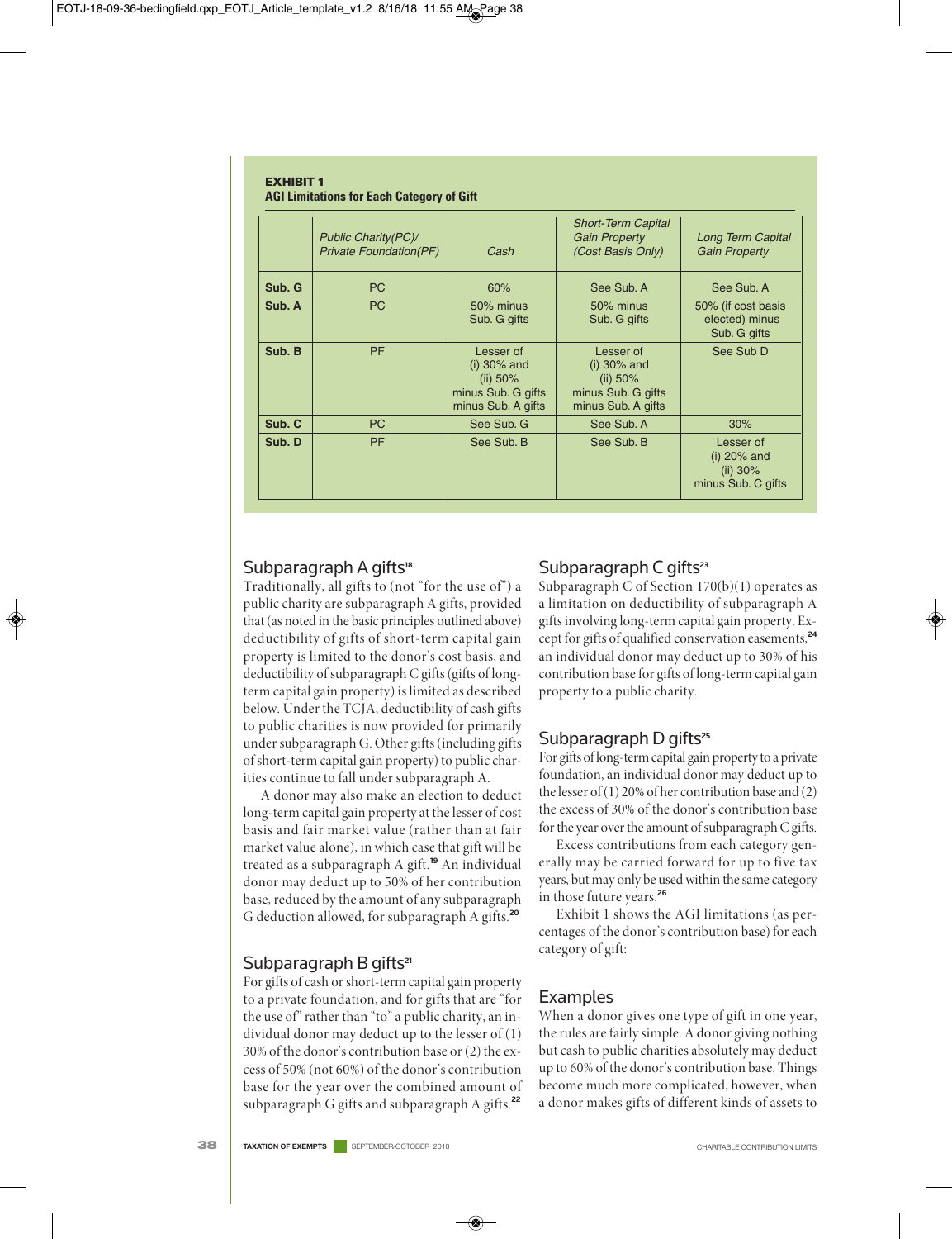**EXHIBIT 1**
**AGI Limitations for Each Category of Gift**

| | *Public Charity(PC)/ Private Foundation(PF)* | *Cash* | *Short-Term Capital Gain Property (Cost Basis Only)* | *Long Term Capital Gain Property* |
|---|---|---|---|---|
| **Sub. G** | PC | 60% | See Sub. A | See Sub. A |
| **Sub. A** | PC | 50% minus Sub. G gifts | 50% minus Sub. G gifts | 50% (if cost basis elected) minus Sub. G gifts |
| **Sub. B** | PF | Lesser of (i) 30% and (ii) 50% minus Sub. G gifts minus Sub. A gifts | Lesser of (i) 30% and (ii) 50% minus Sub. G gifts minus Sub. A gifts | See Sub D |
| **Sub. C** | PC | See Sub. G | See Sub. A | 30% |
| **Sub. D** | PF | See Sub. B | See Sub. B | Lesser of (i) 20% and (ii) 30% minus Sub. C gifts |

## Subparagraph A gifts[18]

Traditionally, all gifts to (not "for the use of") a public charity are subparagraph A gifts, provided that (as noted in the basic principles outlined above) deductibility of gifts of short-term capital gain property is limited to the donor's cost basis, and deductibility of subparagraph C gifts (gifts of long-term capital gain property) is limited as described below. Under the TCJA, deductibility of cash gifts to public charities is now provided for primarily under subparagraph G. Other gifts (including gifts of short-term capital gain property) to public charities continue to fall under subparagraph A.

A donor may also make an election to deduct long-term capital gain property at the lesser of cost basis and fair market value (rather than at fair market value alone), in which case that gift will be treated as a subparagraph A gift.[19] An individual donor may deduct up to 50% of her contribution base, reduced by the amount of any subparagraph G deduction allowed, for subparagraph A gifts.[20]

## Subparagraph B gifts[21]

For gifts of cash or short-term capital gain property to a private foundation, and for gifts that are "for the use of" rather than "to" a public charity, an individual donor may deduct up to the lesser of (1) 30% of the donor's contribution base or (2) the excess of 50% (not 60%) of the donor's contribution base for the year over the combined amount of subparagraph G gifts and subparagraph A gifts.[22]

## Subparagraph C gifts[23]

Subparagraph C of Section 170(b)(1) operates as a limitation on deductibility of subparagraph A gifts involving long-term capital gain property. Except for gifts of qualified conservation easements,[24] an individual donor may deduct up to 30% of his contribution base for gifts of long-term capital gain property to a public charity.

## Subparagraph D gifts[25]

For gifts of long-term capital gain property to a private foundation, an individual donor may deduct up to the lesser of (1) 20% of her contribution base and (2) the excess of 30% of the donor's contribution base for the year over the amount of subparagraph C gifts.

Excess contributions from each category generally may be carried forward for up to five tax years, but may only be used within the same category in those future years.[26]

Exhibit 1 shows the AGI limitations (as percentages of the donor's contribution base) for each category of gift:

## Examples

When a donor gives one type of gift in one year, the rules are fairly simple. A donor giving nothing but cash to public charities absolutely may deduct up to 60% of the donor's contribution base. Things become much more complicated, however, when a donor makes gifts of different kinds of assets to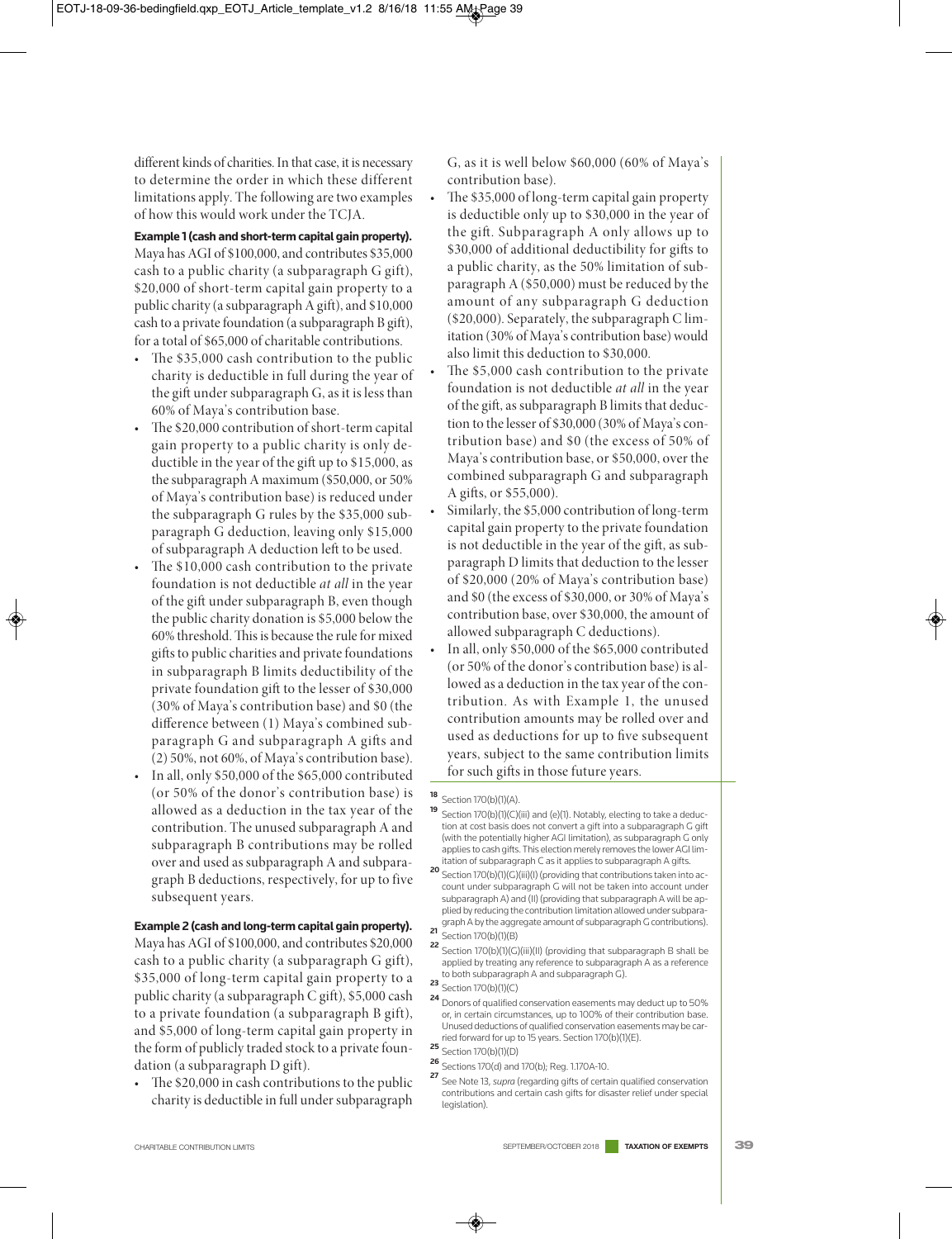different kinds of charities. In that case, it is necessary to determine the order in which these different limitations apply. The following are two examples of how this would work under the TCJA.

**Example 1 (cash and short-term capital gain property).** Maya has AGI of $100,000, and contributes $35,000 cash to a public charity (a subparagraph G gift), $20,000 of short-term capital gain property to a public charity (a subparagraph A gift), and $10,000 cash to a private foundation (a subparagraph B gift), for a total of $65,000 of charitable contributions.

- The $35,000 cash contribution to the public charity is deductible in full during the year of the gift under subparagraph G, as it is less than 60% of Maya's contribution base.
- The $20,000 contribution of short-term capital gain property to a public charity is only deductible in the year of the gift up to $15,000, as the subparagraph A maximum ($50,000, or 50% of Maya's contribution base) is reduced under the subparagraph G rules by the $35,000 subparagraph G deduction, leaving only $15,000 of subparagraph A deduction left to be used.
- The $10,000 cash contribution to the private foundation is not deductible *at all* in the year of the gift under subparagraph B, even though the public charity donation is $5,000 below the 60% threshold. This is because the rule for mixed gifts to public charities and private foundations in subparagraph B limits deductibility of the private foundation gift to the lesser of $30,000 (30% of Maya's contribution base) and $0 (the difference between (1) Maya's combined subparagraph G and subparagraph A gifts and (2) 50%, not 60%, of Maya's contribution base).
- In all, only $50,000 of the $65,000 contributed (or 50% of the donor's contribution base) is allowed as a deduction in the tax year of the contribution. The unused subparagraph A and subparagraph B contributions may be rolled over and used as subparagraph A and subparagraph B deductions, respectively, for up to five subsequent years.

**Example 2 (cash and long-term capital gain property).** Maya has AGI of $100,000, and contributes $20,000 cash to a public charity (a subparagraph G gift), $35,000 of long-term capital gain property to a public charity (a subparagraph C gift), $5,000 cash to a private foundation (a subparagraph B gift), and $5,000 of long-term capital gain property in the form of publicly traded stock to a private foundation (a subparagraph D gift).

- The $20,000 in cash contributions to the public charity is deductible in full under subparagraph G, as it is well below $60,000 (60% of Maya's contribution base).
- The $35,000 of long-term capital gain property is deductible only up to $30,000 in the year of the gift. Subparagraph A only allows up to $30,000 of additional deductibility for gifts to a public charity, as the 50% limitation of subparagraph A ($50,000) must be reduced by the amount of any subparagraph G deduction ($20,000). Separately, the subparagraph C limitation (30% of Maya's contribution base) would also limit this deduction to $30,000.
- The $5,000 cash contribution to the private foundation is not deductible *at all* in the year of the gift, as subparagraph B limits that deduction to the lesser of $30,000 (30% of Maya's contribution base) and $0 (the excess of 50% of Maya's contribution base, or $50,000, over the combined subparagraph G and subparagraph A gifts, or $55,000).
- Similarly, the $5,000 contribution of long-term capital gain property to the private foundation is not deductible in the year of the gift, as subparagraph D limits that deduction to the lesser of $20,000 (20% of Maya's contribution base) and $0 (the excess of $30,000, or 30% of Maya's contribution base, over $30,000, the amount of allowed subparagraph C deductions).
- In all, only $50,000 of the $65,000 contributed (or 50% of the donor's contribution base) is allowed as a deduction in the tax year of the contribution. As with Example 1, the unused contribution amounts may be rolled over and used as deductions for up to five subsequent years, subject to the same contribution limits for such gifts in those future years.

---

[18] Section 170(b)(1)(A).

[19] Section 170(b)(1)(C)(iii) and (e)(1). Notably, electing to take a deduction at cost basis does not convert a gift into a subparagraph G gift (with the potentially higher AGI limitation), as subparagraph G only applies to cash gifts. This election merely removes the lower AGI limitation of subparagraph C as it applies to subparagraph A gifts.

[20] Section 170(b)(1)(G)(iii)(I) (providing that contributions taken into account under subparagraph G will not be taken into account under subparagraph A) and (II) (providing that subparagraph A will be applied by reducing the contribution limitation allowed under subparagraph A by the aggregate amount of subparagraph G contributions).

[21] Section 170(b)(1)(B)

[22] Section 170(b)(1)(G)(iii)(II) (providing that subparagraph B shall be applied by treating any reference to subparagraph A as a reference to both subparagraph A and subparagraph G).

[23] Section 170(b)(1)(C)

[24] Donors of qualified conservation easements may deduct up to 50% or, in certain circumstances, up to 100% of their contribution base. Unused deductions of qualified conservation easements may be carried forward for up to 15 years. Section 170(b)(1)(E).

[25] Section 170(b)(1)(D)

[26] Sections 170(d) and 170(b); Reg. 1.170A-10.

[27] See Note 13, *supra* (regarding gifts of certain qualified conservation contributions and certain cash gifts for disaster relief under special legislation).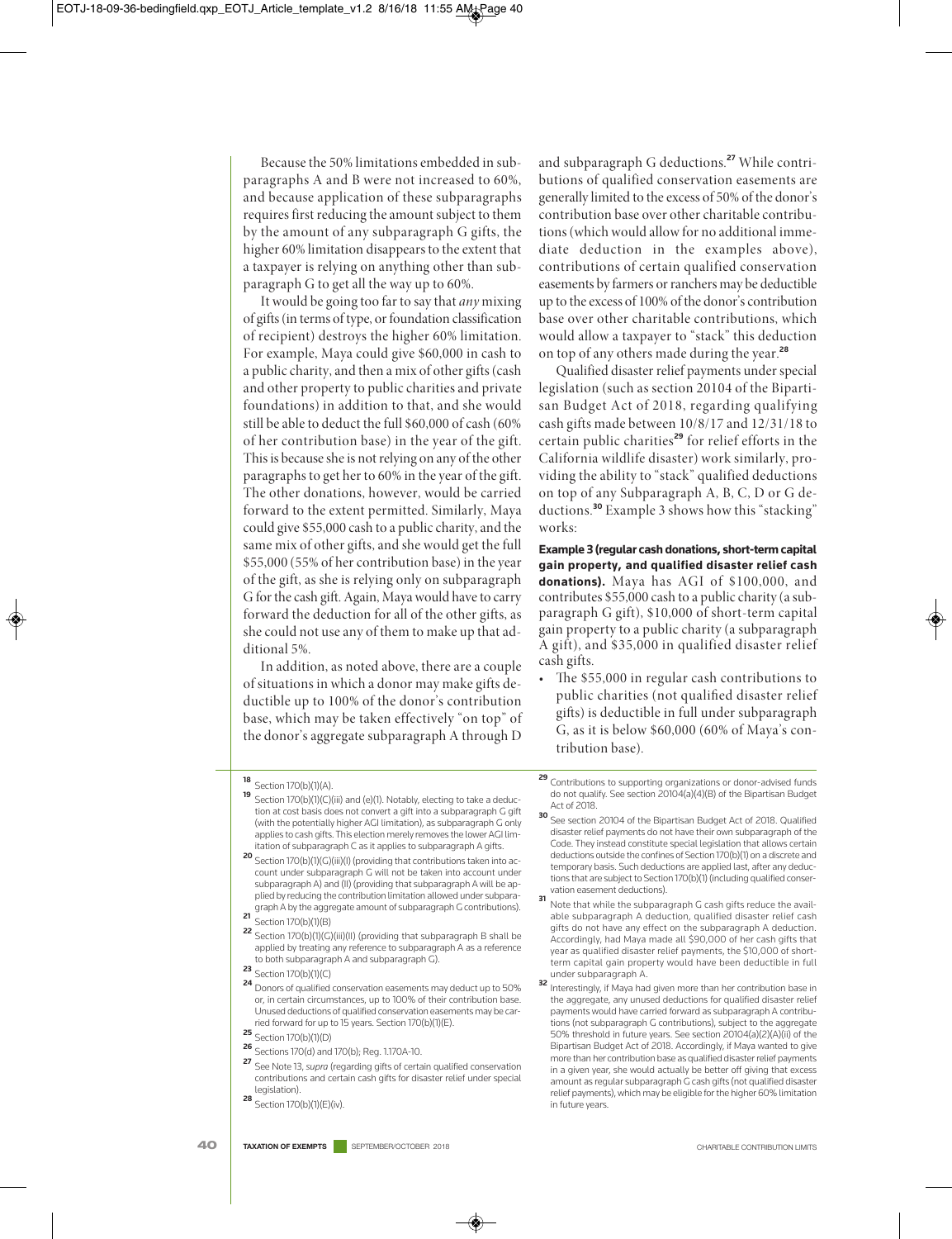Because the 50% limitations embedded in subparagraphs A and B were not increased to 60%, and because application of these subparagraphs requires first reducing the amount subject to them by the amount of any subparagraph G gifts, the higher 60% limitation disappears to the extent that a taxpayer is relying on anything other than subparagraph G to get all the way up to 60%.

It would be going too far to say that *any* mixing of gifts (in terms of type, or foundation classification of recipient) destroys the higher 60% limitation. For example, Maya could give $60,000 in cash to a public charity, and then a mix of other gifts (cash and other property to public charities and private foundations) in addition to that, and she would still be able to deduct the full $60,000 of cash (60% of her contribution base) in the year of the gift. This is because she is not relying on any of the other paragraphs to get her to 60% in the year of the gift. The other donations, however, would be carried forward to the extent permitted. Similarly, Maya could give $55,000 cash to a public charity, and the same mix of other gifts, and she would get the full $55,000 (55% of her contribution base) in the year of the gift, as she is relying only on subparagraph G for the cash gift. Again, Maya would have to carry forward the deduction for all of the other gifts, as she could not use any of them to make up that additional 5%.

In addition, as noted above, there are a couple of situations in which a donor may make gifts deductible up to 100% of the donor's contribution base, which may be taken effectively "on top" of the donor's aggregate subparagraph A through D and subparagraph G deductions.[27] While contributions of qualified conservation easements are generally limited to the excess of 50% of the donor's contribution base over other charitable contributions (which would allow for no additional immediate deduction in the examples above), contributions of certain qualified conservation easements by farmers or ranchers may be deductible up to the excess of 100% of the donor's contribution base over other charitable contributions, which would allow a taxpayer to "stack" this deduction on top of any others made during the year.[28]

Qualified disaster relief payments under special legislation (such as section 20104 of the Bipartisan Budget Act of 2018, regarding qualifying cash gifts made between 10/8/17 and 12/31/18 to certain public charities[29] for relief efforts in the California wildlife disaster) work similarly, providing the ability to "stack" qualified deductions on top of any Subparagraph A, B, C, D or G deductions.[30] Example 3 shows how this "stacking" works:

**Example 3 (regular cash donations, short-term capital gain property, and qualified disaster relief cash donations).** Maya has AGI of $100,000, and contributes $55,000 cash to a public charity (a subparagraph G gift), $10,000 of short-term capital gain property to a public charity (a subparagraph A gift), and $35,000 in qualified disaster relief cash gifts.

- The $55,000 in regular cash contributions to public charities (not qualified disaster relief gifts) is deductible in full under subparagraph G, as it is below $60,000 (60% of Maya's contribution base).

---

[18] Section 170(b)(1)(A).

[19] Section 170(b)(1)(C)(iii) and (e)(1). Notably, electing to take a deduction at cost basis does not convert a gift into a subparagraph G gift (with the potentially higher AGI limitation), as subparagraph G only applies to cash gifts. This election merely removes the lower AGI limitation of subparagraph C as it applies to subparagraph A gifts.

[20] Section 170(b)(1)(G)(iii)(I) (providing that contributions taken into account under subparagraph G will not be taken into account under subparagraph A) and (II) (providing that subparagraph A will be applied by reducing the contribution limitation allowed under subparagraph A by the aggregate amount of subparagraph G contributions).

[21] Section 170(b)(1)(B)

[22] Section 170(b)(1)(G)(iii)(II) (providing that subparagraph B shall be applied by treating any reference to subparagraph A as a reference to both subparagraph A and subparagraph G).

[23] Section 170(b)(1)(C)

[24] Donors of qualified conservation easements may deduct up to 50% or, in certain circumstances, up to 100% of their contribution base. Unused deductions of qualified conservation easements may be carried forward for up to 15 years. Section 170(b)(1)(E).

[25] Section 170(b)(1)(D)

[26] Sections 170(d) and 170(b); Reg. 1.170A-10.

[27] See Note 13, *supra* (regarding gifts of certain qualified conservation contributions and certain cash gifts for disaster relief under special legislation).

[28] Section 170(b)(1)(E)(iv).

[29] Contributions to supporting organizations or donor-advised funds do not qualify. See section 20104(a)(4)(B) of the Bipartisan Budget Act of 2018.

[30] See section 20104 of the Bipartisan Budget Act of 2018. Qualified disaster relief payments do not have their own subparagraph of the Code. They instead constitute special legislation that allows certain deductions outside the confines of Section 170(b)(1) on a discrete and temporary basis. Such deductions are applied last, after any deductions that are subject to Section 170(b)(1) (including qualified conservation easement deductions).

[31] Note that while the subparagraph G cash gifts reduce the available subparagraph A deduction, qualified disaster relief cash gifts do not have any effect on the subparagraph A deduction. Accordingly, had Maya made all $90,000 of her cash gifts that year as qualified disaster relief payments, the $10,000 of short-term capital gain property would have been deductible in full under subparagraph A.

[32] Interestingly, if Maya had given more than her contribution base in the aggregate, any unused deductions for qualified disaster relief payments would have carried forward as subparagraph A contributions (not subparagraph G contributions), subject to the aggregate 50% threshold in future years. See section 20104(a)(2)(A)(ii) of the Bipartisan Budget Act of 2018. Accordingly, if Maya wanted to give more than her contribution base as qualified disaster relief payments in a given year, she would actually be better off giving that excess amount as regular subparagraph G cash gifts (not qualified disaster relief payments), which may be eligible for the higher 60% limitation in future years.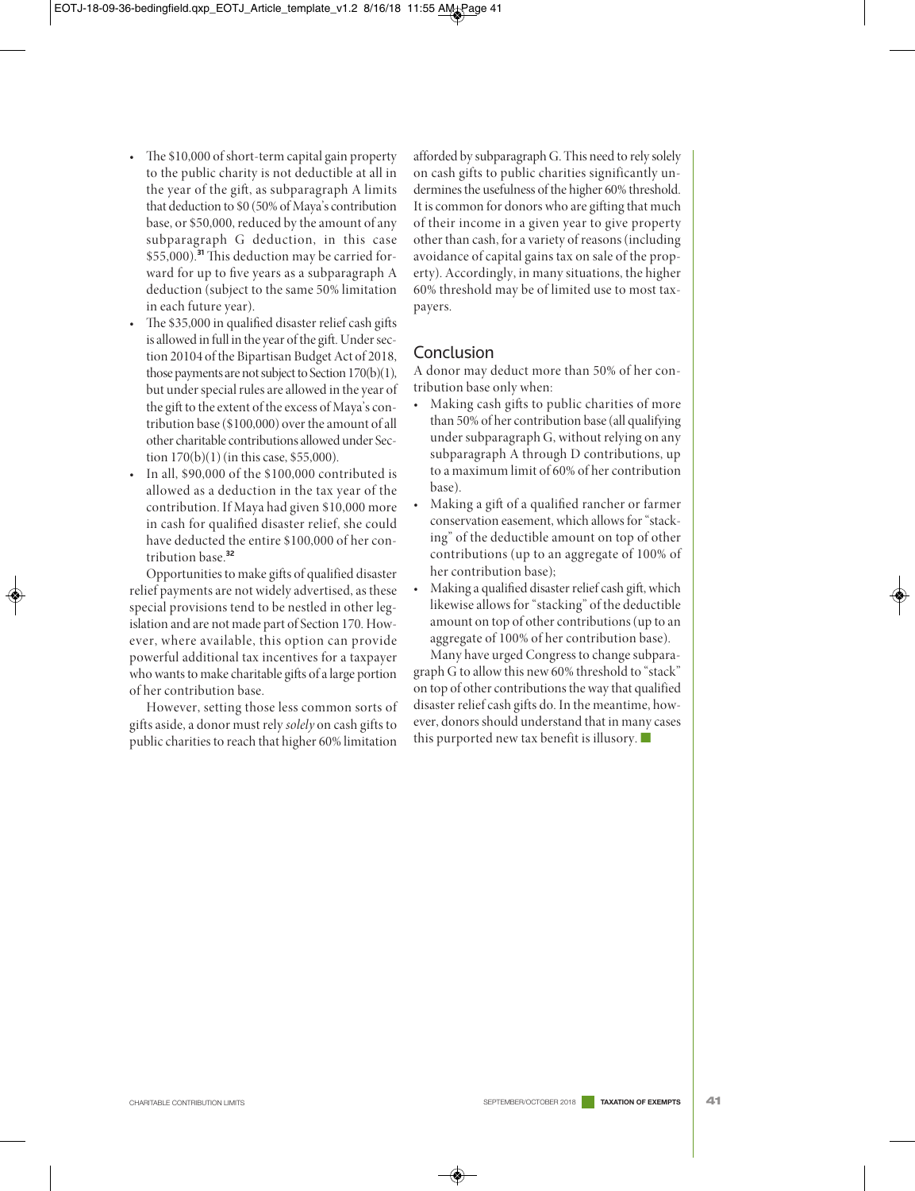- The $10,000 of short-term capital gain property to the public charity is not deductible at all in the year of the gift, as subparagraph A limits that deduction to $0 (50% of Maya's contribution base, or $50,000, reduced by the amount of any subparagraph G deduction, in this case $55,000).[31] This deduction may be carried forward for up to five years as a subparagraph A deduction (subject to the same 50% limitation in each future year).
- The $35,000 in qualified disaster relief cash gifts is allowed in full in the year of the gift. Under section 20104 of the Bipartisan Budget Act of 2018, those payments are not subject to Section 170(b)(1), but under special rules are allowed in the year of the gift to the extent of the excess of Maya's contribution base ($100,000) over the amount of all other charitable contributions allowed under Section 170(b)(1) (in this case, $55,000).
- In all, $90,000 of the $100,000 contributed is allowed as a deduction in the tax year of the contribution. If Maya had given $10,000 more in cash for qualified disaster relief, she could have deducted the entire $100,000 of her contribution base.[32]

Opportunities to make gifts of qualified disaster relief payments are not widely advertised, as these special provisions tend to be nestled in other legislation and are not made part of Section 170. However, where available, this option can provide powerful additional tax incentives for a taxpayer who wants to make charitable gifts of a large portion of her contribution base.

However, setting those less common sorts of gifts aside, a donor must rely *solely* on cash gifts to public charities to reach that higher 60% limitation afforded by subparagraph G. This need to rely solely on cash gifts to public charities significantly undermines the usefulness of the higher 60% threshold. It is common for donors who are gifting that much of their income in a given year to give property other than cash, for a variety of reasons (including avoidance of capital gains tax on sale of the property). Accordingly, in many situations, the higher 60% threshold may be of limited use to most taxpayers.

## Conclusion

A donor may deduct more than 50% of her contribution base only when:

- Making cash gifts to public charities of more than 50% of her contribution base (all qualifying under subparagraph G, without relying on any subparagraph A through D contributions, up to a maximum limit of 60% of her contribution base).
- Making a gift of a qualified rancher or farmer conservation easement, which allows for "stacking" of the deductible amount on top of other contributions (up to an aggregate of 100% of her contribution base);
- Making a qualified disaster relief cash gift, which likewise allows for "stacking" of the deductible amount on top of other contributions (up to an aggregate of 100% of her contribution base).

Many have urged Congress to change subparagraph G to allow this new 60% threshold to "stack" on top of other contributions the way that qualified disaster relief cash gifts do. In the meantime, however, donors should understand that in many cases this purported new tax benefit is illusory. ■